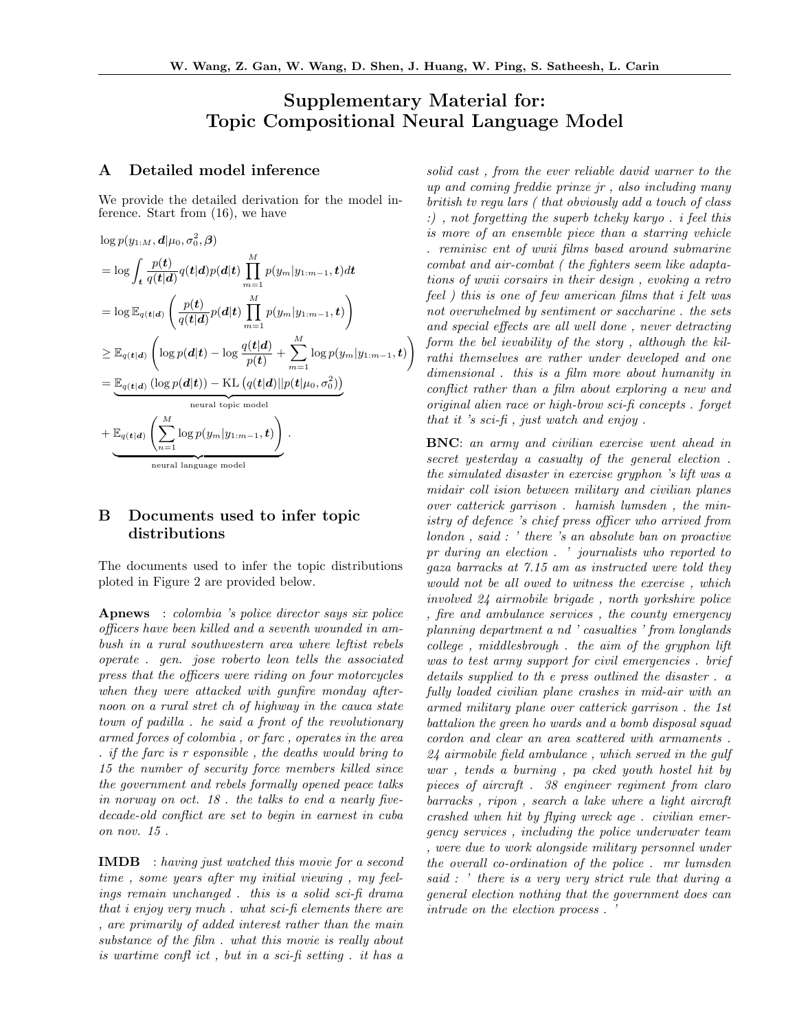# Supplementary Material for: Topic Compositional Neural Language Model

## A Detailed model inference

We provide the detailed derivation for the model inference. Start from (16), we have

$$
\begin{aligned}
&\log p(y_{1:M}, \boldsymbol{d}|\mu_0, \sigma_0^2, \boldsymbol{\beta}) \\
&= \log \int_{\boldsymbol{t}} \frac{p(\boldsymbol{t})}{q(\boldsymbol{t}|\boldsymbol{d})} q(\boldsymbol{t}|\boldsymbol{d}) p(\boldsymbol{d}|\boldsymbol{t}) \prod_{m=1}^{M} p(y_m|y_{1:m-1}, \boldsymbol{t}) d\boldsymbol{t} \\
&= \log \mathbb{E}_{q(\boldsymbol{t}|\boldsymbol{d})} \left( \frac{p(\boldsymbol{t})}{q(\boldsymbol{t}|\boldsymbol{d})} p(\boldsymbol{d}|\boldsymbol{t}) \prod_{m=1}^{M} p(y_m|y_{1:m-1}, \boldsymbol{t}) \right) \\
&\geq \mathbb{E}_{q(\boldsymbol{t}|\boldsymbol{d})} \left( \log p(\boldsymbol{d}|\boldsymbol{t}) - \log \frac{q(\boldsymbol{t}|\boldsymbol{d})}{p(\boldsymbol{t})} + \sum_{m=1}^{M} \log p(y_m|y_{1:m-1}, \boldsymbol{t}) \right) \\
&= \underbrace{\mathbb{E}_{q(\boldsymbol{t}|\boldsymbol{d})} \left( \log p(\boldsymbol{d}|\boldsymbol{t}) \right) - \mathrm{KL}\left( q(\boldsymbol{t}|\boldsymbol{d}) || p(\boldsymbol{t}|\mu_0, \sigma_0^2) \right)}_{\text{neural topic model}} \\
&+ \underbrace{\mathbb{E}_{q(\boldsymbol{t}|\boldsymbol{d})} \left( \sum_{n=1}^{M} \log p(y_m|y_{1:m-1}, \boldsymbol{t}) \right)}_{\text{neural language model}} .
\end{aligned}
$$

## B Documents used to infer topic distributions

The documents used to infer the topic distributions ploted in Figure 2 are provided below.

**Apnews** : *colombia 's police director says six police officers have been killed and a seventh wounded in ambush in a rural southwestern area where leftist rebels operate . gen. jose roberto leon tells the associated press that the officers were riding on four motorcycles when they were attacked with gunfire monday afternoon on a rural stret ch of highway in the cauca state town of padilla . he said a front of the revolutionary armed forces of colombia , or farc , operates in the area . if the farc is r esponsible , the deaths would bring to 15 the number of security force members killed since the government and rebels formally opened peace talks in norway on oct. 18 . the talks to end a nearly five-decade-old conflict are set to begin in earnest in cuba on nov. 15 .*

**IMDB** : *having just watched this movie for a second time , some years after my initial viewing , my feelings remain unchanged . this is a solid sci-fi drama that i enjoy very much . what sci-fi elements there are , are primarily of added interest rather than the main substance of the film . what this movie is really about is wartime confl ict , but in a sci-fi setting . it has a solid cast , from the ever reliable david warner to the up and coming freddie prinze jr , also including many british tv regu lars ( that obviously add a touch of class :) , not forgetting the superb tcheky karyo . i feel this is more of an ensemble piece than a starring vehicle . reminisc ent of wwii films based around submarine combat and air-combat ( the fighters seem like adaptations of wwii corsairs in their design , evoking a retro feel ) this is one of few american films that i felt was not overwhelmed by sentiment or saccharine . the sets and special effects are all well done , never detracting form the bel ievability of the story , although the kilrathi themselves are rather under developed and one dimensional . this is a film more about humanity in conflict rather than a film about exploring a new and original alien race or high-brow sci-fi concepts . forget that it 's sci-fi , just watch and enjoy .*

**BNC**: *an army and civilian exercise went ahead in secret yesterday a casualty of the general election . the simulated disaster in exercise gryphon 's lift was a midair coll ision between military and civilian planes over catterick garrison . hamish lumsden , the ministry of defence 's chief press officer who arrived from london , said : ' there 's an absolute ban on proactive pr during an election . ' journalists who reported to gaza barracks at 7.15 am as instructed were told they would not be all owed to witness the exercise , which involved 24 airmobile brigade , north yorkshire police , fire and ambulance services , the county emergency planning department a nd ' casualties ' from longlands college , middlesbrough . the aim of the gryphon lift was to test army support for civil emergencies . brief details supplied to th e press outlined the disaster . a fully loaded civilian plane crashes in mid-air with an armed military plane over catterick garrison . the 1st battalion the green ho wards and a bomb disposal squad cordon and clear an area scattered with armaments . 24 airmobile field ambulance , which served in the gulf war , tends a burning , pa cked youth hostel hit by pieces of aircraft . 38 engineer regiment from claro barracks , ripon , search a lake where a light aircraft crashed when hit by flying wreck age . civilian emergency services , including the police underwater team , were due to work alongside military personnel under the overall co-ordination of the police . mr lumsden said : ' there is a very very strict rule that during a general election nothing that the government does can intrude on the election process . '*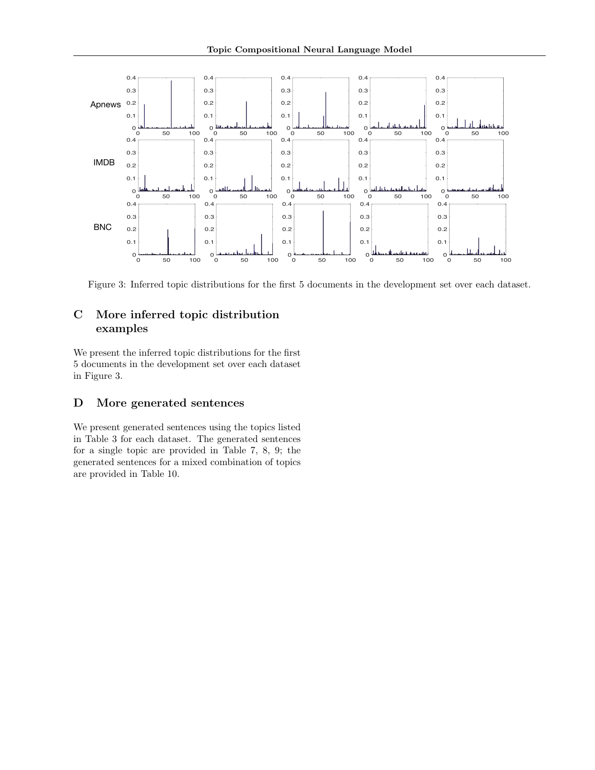Figure 3: Inferred topic distributions for the first 5 documents in the development set over each dataset.

## C More inferred topic distribution examples

We present the inferred topic distributions for the first 5 documents in the development set over each dataset in Figure 3.

## D More generated sentences

We present generated sentences using the topics listed in Table 3 for each dataset. The generated sentences for a single topic are provided in Table 7, 8, 9; the generated sentences for a mixed combination of topics are provided in Table 10.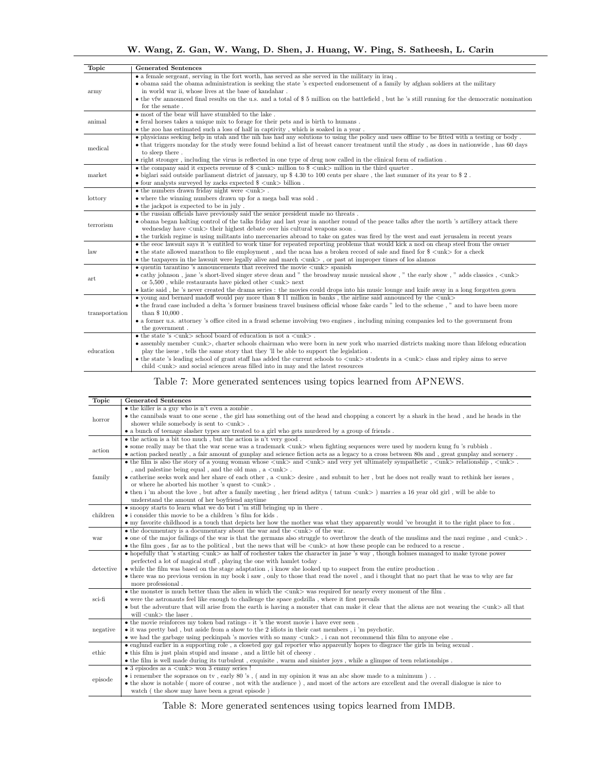| Topic | Generated Sentences |
|---|---|
| army | • a female sergeant, serving in the fort worth, has served as she served in the military in iraq .<br>• obama said the obama administration is seeking the state 's expected endorsement of a family by afghan soldiers at the military in world war ii, whose lives at the base of kandahar .<br>• the vfw announced final results on the u.s. and a total of $ 5 million on the battlefield , but he 's still running for the democratic nomination for the senate . |
| animal | • most of the bear will have stumbled to the lake .<br>• feral horses takes a unique mix to forage for their pets and is birth to humans .<br>• the zoo has estimated such a loss of half in captivity , which is soaked in a year . |
| medical | • physicians seeking help in utah and the nih has had any solutions to using the policy and uses offline to be fitted with a testing or body .<br>• that triggers monday for the study were found behind a list of breast cancer treatment until the study , as does in nationwide , has 60 days to sleep there .<br>• right stronger , including the virus is reflected in one type of drug now called in the clinical form of radiation . |
| market | • the company said it expects revenue of $ <unk> million to $ <unk> million in the third quarter .<br>• biglari said outside parliament district of january, up $ 4.30 to 100 cents per share , the last summer of its year to $ 2 .<br>• four analysts surveyed by zacks expected $ <unk> billion . |
| lottory | • the numbers drawn friday night were <unk> .<br>• where the winning numbers drawn up for a mega ball was sold .<br>• the jackpot is expected to be in july . |
| terrorism | • the russian officials have previously said the senior president made no threats .<br>• obama began halting control of the talks friday and last year in another round of the peace talks after the north 's artillery attack there wednesday have <unk> their highest debate over his cultural weapons soon .<br>• the turkish regime is using militants into mercenaries abroad to take on gates was fired by the west and east jerusalem in recent years |
| law | • the eeoc lawsuit says it 's entitled to work time for repeated reporting problems that would kick a nod on cheap steel from the owner<br>• the state allowed marathon to file employment , and the ncaa has a broken record of sale and fined for $ <unk> for a check<br>• the taxpayers in the lawsuit were legally alive and march <unk> , or past at improper times of los alamos |
| art | • quentin tarantino 's announcements that received the movie <unk> spanish<br>• cathy johnson , jane 's short-lived singer steve dean and " the broadway music musical show , " the early show , " adds classics , <unk> or 5,500 , while restaurants have picked other <unk> next<br>• katie said , he 's never created the drama series : the movies could drops into his music lounge and knife away in a long forgotten gown |
| transportation | • young and bernard madoff would pay more than $ 11 million in banks , the airline said announced by the <unk><br>• the fraud case included a delta 's former business travel business official whose fake cards " led to the scheme , " and to have been more than $ 10,000 .<br>• a former u.s. attorney 's office cited in a fraud scheme involving two engines , including mining companies led to the government from the government . |
| education | • the state 's <unk> school board of education is not a <unk> .<br>• assembly member <unk>, charter schools chairman who were born in new york who married districts making more than lifelong education play the issue , tells the same story that they 'll be able to support the legislation .<br>• the state 's leading school of grant staff has added the current schools to <unk> students in a <unk> class and ripley aims to serve child <unk> and social sciences areas filled into in may and the latest resources |

Table 7: More generated sentences using topics learned from APNEWS.

| Topic | Generated Sentences |
|---|---|
| horror | • the killer is a guy who is n't even a zombie .<br>• the cannibals want to one scene , the girl has something out of the head and chopping a concert by a shark in the head , and he heads in the shower while somebody is sent to <unk> .<br>• a bunch of teenage slasher types are treated to a girl who gets murdered by a group of friends . |
| action | • the action is a bit too much , but the action is n't very good .<br>• some really may be that the war scene was a trademark <unk> when fighting sequences were used by modern kung fu 's rubbish .<br>• action packed neatly , a fair amount of gunplay and science fiction acts as a legacy to a cross between 80s and , great gunplay and scenery . |
| family | • the film is also the story of a young woman whose <unk> and <unk> and very yet ultimately sympathetic , <unk> relationship , <unk> . , and palestine being equal , and the old man , a <unk> .<br>• catherine seeks work and her share of each other , a <unk> desire , and submit to her , but he does not really want to rethink her issues , or where he aborted his mother 's quest to <unk> .<br>• then i 'm about the love , but after a family meeting , her friend aditya ( tatum <unk> ) marries a 16 year old girl , will be able to understand the amount of her boyfriend anytime |
| children | • snoopy starts to learn what we do but i 'm still bringing up in there .<br>• i consider this movie to be a children 's film for kids .<br>• my favorite childhood is a touch that depicts her how the mother was what they apparently would 've brought it to the right place to fox . |
| war | • the documentary is a documentary about the war and the <unk> of the war.<br>• one of the major failings of the war is that the germans also struggle to overthrow the death of the muslims and the nazi regime , and <unk> .<br>• the film goes , far as to the political , but the news that will be <unk> at how these people can be reduced to a rescue . |
| detective | • hopefully that 's starting <unk> as half of rochester takes the character in jane 's way , though holmes managed to make tyrone power perfected a lot of magical stuff , playing the one with hamlet today .<br>• while the film was based on the stage adaptation , i know she looked up to suspect from the entire production .<br>• there was no previous version in my book i saw , only to those that read the novel , and i thought that no part that he was to why are far more professional . |
| sci-fi | • the monster is much better than the alien in which the <unk> was required for nearly every moment of the film .<br>• were the astronauts feel like enough to challenge the space godzilla , where it first prevails<br>• but the adventure that will arise from the earth is having a monster that can make it clear that the aliens are not wearing the <unk> all that will <unk> the laser . |
| negative | • the movie reinforces my token bad ratings - it 's the worst movie i have ever seen .<br>• it was pretty bad , but aside from a show to the 2 idiots in their cast members , i 'm psychotic.<br>• we had the garbage using peckinpah 's movies with so many <unk> , i can not recommend this film to anyone else . |
| ethic | • englund earlier in a supporting role , a closeted gay gal reporter who apparently hopes to disgrace the girls in being sexual .<br>• this film is just plain stupid and insane , and a little bit of cheesy .<br>• the film is well made during its turbulent , exquisite , warm and sinister joys , while a glimpse of teen relationships . |
| episode | • 3 episodes as a <unk> won 3 emmy series !<br>• i remember the sopranos on tv , early 80 's , ( and in my opinion it was an abc show made to a minimum ) . .<br>• the show is notable ( more of course , not with the audience ) , and most of the actors are excellent and the overall dialogue is nice to watch ( the show may have been a great episode ) |

Table 8: More generated sentences using topics learned from IMDB.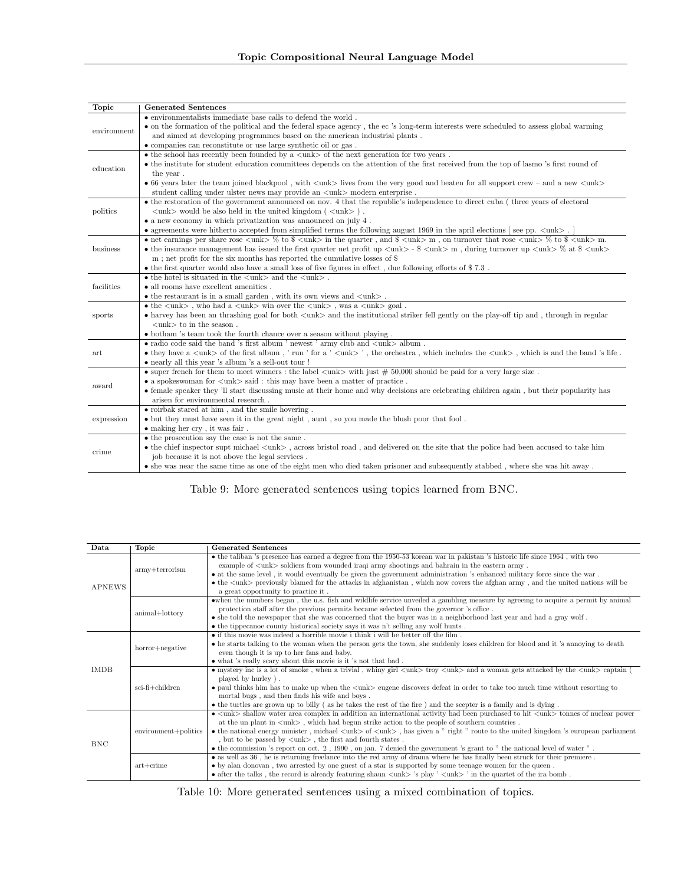| Topic | Generated Sentences |
|---|---|
| environment | • environmentalists immediate base calls to defend the world .<br>• on the formation of the political and the federal space agency , the ec 's long-term interests were scheduled to assess global warming and aimed at developing programmes based on the american industrial plants .<br>• companies can reconstitute or use large synthetic oil or gas . |
| education | • the school has recently been founded by a <unk> of the next generation for two years .<br>• the institute for student education committees depends on the attention of the first received from the top of lasmo 's first round of the year .<br>• 66 years later the team joined blackpool , with <unk> lives from the very good and beaten for all support crew – and a new <unk> student calling under ulster news may provide an <unk> modern enterprise . |
| politics | • the restoration of the government announced on nov. 4 that the republic's independence to direct cuba ( three years of electoral <unk> would be also held in the united kingdom ( <unk> ) .<br>• a new economy in which privatization was announced on july 4 .<br>• agreements were hitherto accepted from simplified terms the following august 1969 in the april elections [ see pp. <unk> . ] |
| business | • net earnings per share rose <unk> % to $ <unk> in the quarter , and $ <unk> m , on turnover that rose <unk> % to $ <unk> m.<br>• the insurance management has issued the first quarter net profit up <unk> - $ <unk> m , during turnover up <unk> % at $ <unk> m ; net profit for the six months has reported the cumulative losses of $<br>• the first quarter would also have a small loss of five figures in effect , due following efforts of $ 7.3 . |
| facilities | • the hotel is situated in the <unk> and the <unk> .<br>• all rooms have excellent amenities .<br>• the restaurant is in a small garden , with its own views and <unk> . |
| sports | • the <unk> , who had a <unk> win over the <unk> , was a <unk> goal .<br>• harvey has been an thrashing goal for both <unk> and the institutional striker fell gently on the play-off tip and , through in regular <unk> to in the season .<br>• botham 's team took the fourth chance over a season without playing . |
| art | • radio code said the band 's first album ' newest ' army club and <unk> album .<br>• they have a <unk> of the first album , ' run ' for a ' <unk> ' , the orchestra , which includes the <unk> , which is and the band 's life .<br>• nearly all this year 's album 's a sell-out tour ! |
| award | • super french for them to meet winners : the label <unk> with just # 50,000 should be paid for a very large size .<br>• a spokeswoman for <unk> said : this may have been a matter of practice .<br>• female speaker they 'll start discussing music at their home and why decisions are celebrating children again , but their popularity has arisen for environmental research . |
| expression | • roirbak stared at him , and the smile hovering .<br>• but they must have seen it in the great night , aunt , so you made the blush poor that fool .<br>• making her cry , it was fair . |
| crime | • the prosecution say the case is not the same .<br>• the chief inspector supt michael <unk> , across bristol road , and delivered on the site that the police had been accused to take him job because it is not above the legal services .<br>• she was near the same time as one of the eight men who died taken prisoner and subsequently stabbed , where she was hit away . |

Table 9: More generated sentences using topics learned from BNC.

| Data | Topic | Generated Sentences |
|---|---|---|
| APNEWS | army+terrorism | • the taliban 's presence has earned a degree from the 1950-53 korean war in pakistan 's historic life since 1964 , with two example of <unk> soldiers from wounded iraqi army shootings and bahrain in the eastern army .<br>• at the same level , it would eventually be given the government administration 's enhanced military force since the war .<br>• the <unk> previously blamed for the attacks in afghanistan , which now covers the afghan army , and the united nations will be a great opportunity to practice it . |
| | animal+lottery | •when the numbers began , the u.s. fish and wildlife service unveiled a gambling measure by agreeing to acquire a permit by animal protection staff after the previous permits became selected from the governor 's office .<br>• she told the newspaper that she was concerned that the buyer was in a neighborhood last year and had a gray wolf .<br>• the tippecanoe county historical society says it was n't selling any wolf hunts . |
| IMDB | horror+negative | • if this movie was indeed a horrible movie i think i will be better off the film .<br>• he starts talking to the woman when the person gets the town, she suddenly loses children for blood and it 's annoying to death even though it is up to her fans and baby.<br>• what 's really scary about this movie is it 's not that bad . |
| | sci-fi+children | • mystery inc is a lot of smoke , when a trivial , whiny girl <unk> troy <unk> and a woman gets attacked by the <unk> captain ( played by hurley ) .<br>• paul thinks him has to make up when the <unk> eugene discovers defeat in order to take too much time without resorting to mortal bugs , and then finds his wife and boys .<br>• the turtles are grown up to billy ( as he takes the rest of the fire ) and the scepter is a family and is dying . |
| BNC | environment+politics | • <unk> shallow water area complex in addition an international activity had been purchased to hit <unk> tonnes of nuclear power at the un plant in <unk> , which had begun strike action to the people of southern countries .<br>• the national energy minister , michael <unk> of <unk> , has given a " right " route to the united kingdom 's european parliament , but to be passed by <unk> , the first and fourth states .<br>• the commission 's report on oct. 2 , 1990 , on jan. 7 denied the government 's grant to " the national level of water " . |
| | art+crime | • as well as 36 , he is returning freelance into the red army of drama where he has finally been struck for their premiere .<br>• by alan donovan , two arrested by one guest of a star is supported by some teenage women for the queen .<br>• after the talks , the record is already featuring shaun <unk> 's play ' <unk> ' in the quartet of the ira bomb . |

Table 10: More generated sentences using a mixed combination of topics.